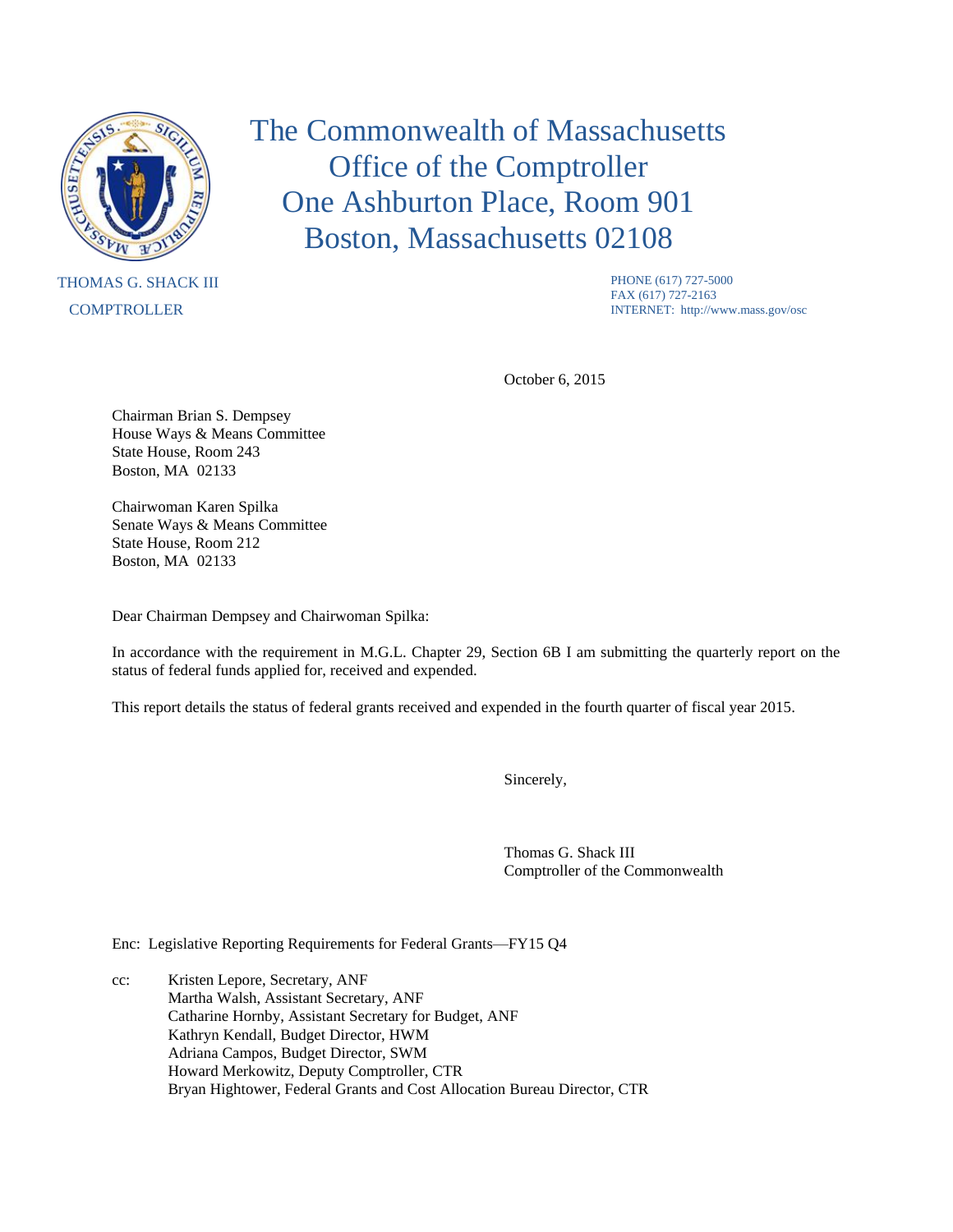# The Commonwealth of Massachusetts
# Office of the Comptroller
# One Ashburton Place, Room 901
# Boston, Massachusetts 02108

THOMAS G. SHACK III
COMPTROLLER

PHONE (617) 727-5000
FAX (617) 727-2163
INTERNET: http://www.mass.gov/osc

October 6, 2015

Chairman Brian S. Dempsey
House Ways & Means Committee
State House, Room 243
Boston, MA 02133

Chairwoman Karen Spilka
Senate Ways & Means Committee
State House, Room 212
Boston, MA 02133

Dear Chairman Dempsey and Chairwoman Spilka:

In accordance with the requirement in M.G.L. Chapter 29, Section 6B I am submitting the quarterly report on the status of federal funds applied for, received and expended.

This report details the status of federal grants received and expended in the fourth quarter of fiscal year 2015.

Sincerely,

Thomas G. Shack III
Comptroller of the Commonwealth

Enc: Legislative Reporting Requirements for Federal Grants—FY15 Q4

cc: Kristen Lepore, Secretary, ANF
Martha Walsh, Assistant Secretary, ANF
Catharine Hornby, Assistant Secretary for Budget, ANF
Kathryn Kendall, Budget Director, HWM
Adriana Campos, Budget Director, SWM
Howard Merkowitz, Deputy Comptroller, CTR
Bryan Hightower, Federal Grants and Cost Allocation Bureau Director, CTR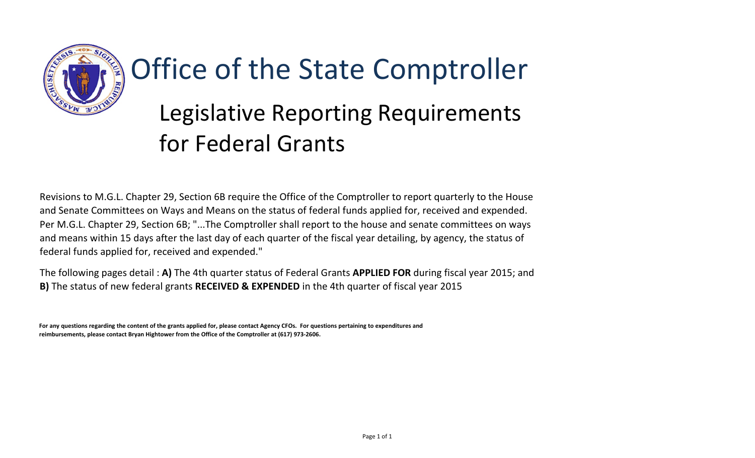# Office of the State Comptroller

## Legislative Reporting Requirements for Federal Grants

Revisions to M.G.L. Chapter 29, Section 6B require the Office of the Comptroller to report quarterly to the House and Senate Committees on Ways and Means on the status of federal funds applied for, received and expended. Per M.G.L. Chapter 29, Section 6B; "...The Comptroller shall report to the house and senate committees on ways and means within 15 days after the last day of each quarter of the fiscal year detailing, by agency, the status of federal funds applied for, received and expended."

The following pages detail : **A)** The 4th quarter status of Federal Grants **APPLIED FOR** during fiscal year 2015; and **B)** The status of new federal grants **RECEIVED & EXPENDED** in the 4th quarter of fiscal year 2015

**For any questions regarding the content of the grants applied for, please contact Agency CFOs. For questions pertaining to expenditures and reimbursements, please contact Bryan Hightower from the Office of the Comptroller at (617) 973-2606.**